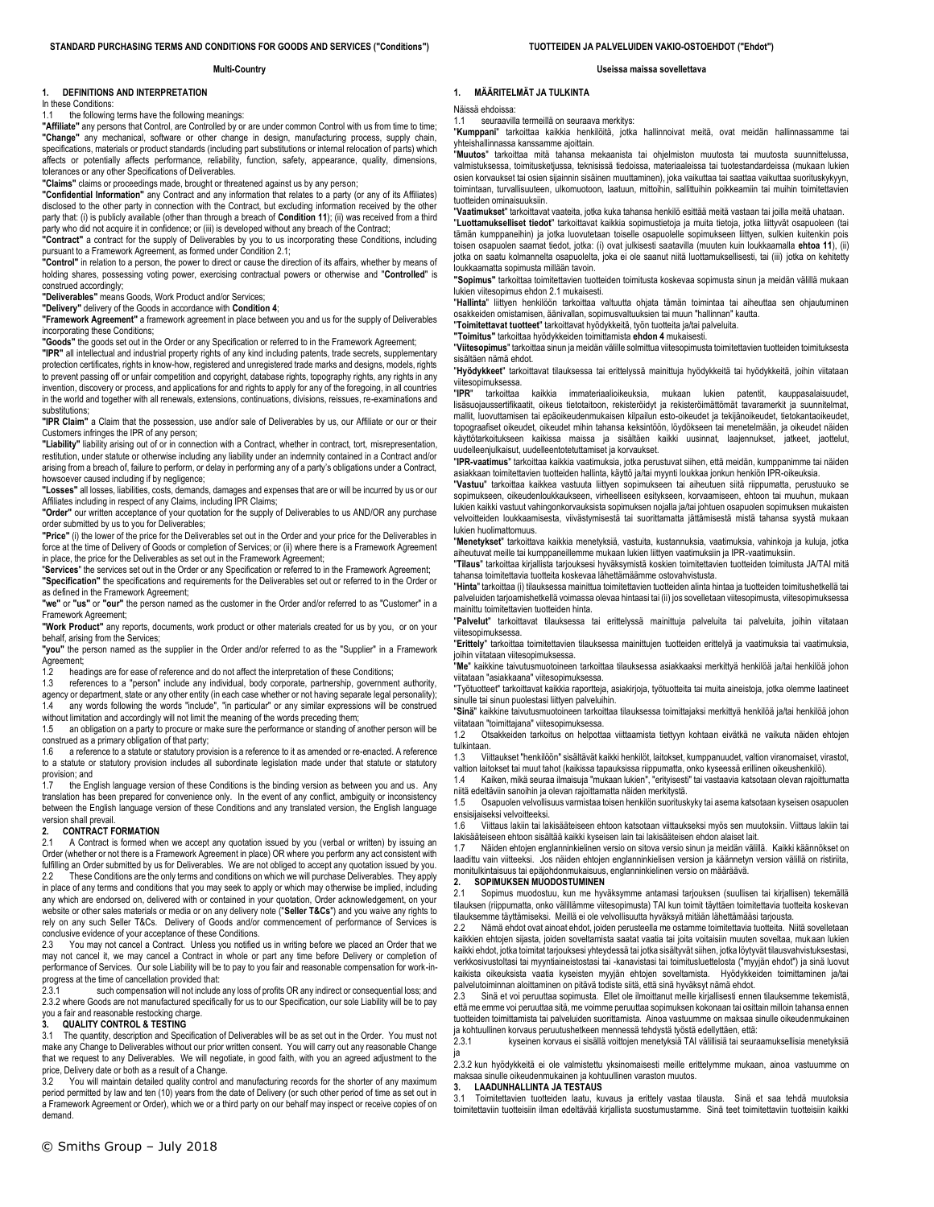**STANDARD PURCHASING TERMS AND CONDITIONS FOR GOODS AND SERVICES ("Conditions")**

**Multi-Country**

## 1. DEFINITIONS AND INTERPRETATION

In these Conditions:

1.1 the following terms have the following meanings:

**"Affiliate"** any persons that Control, are Controlled by or are under common Control with us from time to time;

**"Change"** any mechanical, software or other change in design, manufacturing process, supply chain, specifications, materials or product standards (including part substitutions or internal relocation of parts) which affects or potentially affects performance, reliability, function, safety, appearance, quality, dimensions, tolerances or any other Specifications of Deliverables.

**"Claims"** claims or proceedings made, brought or threatened against us by any person;

**"Confidential Information"** any Contract and any information that relates to a party (or any of its Affiliates) disclosed to the other party in connection with the Contract, but excluding information received by the other party that: (i) is publicly available (other than through a breach of **Condition 11**); (ii) was received from a third party who did not acquire it in confidence; or (iii) is developed without any breach of the Contract;

**"Contract"** a contract for the supply of Deliverables by you to us incorporating these Conditions, including pursuant to a Framework Agreement, as formed under Condition 2.1;

**"Control"** in relation to a person, the power to direct or cause the direction of its affairs, whether by means of holding shares, possessing voting power, exercising contractual powers or otherwise and "**Controlled**" is construed accordingly;

**"Deliverables"** means Goods, Work Product and/or Services;

**"Delivery"** delivery of the Goods in accordance with **Condition 4**;

**"Framework Agreement"** a framework agreement in place between you and us for the supply of Deliverables incorporating these Conditions;

**"Goods"** the goods set out in the Order or any Specification or referred to in the Framework Agreement;

**"IPR"** all intellectual and industrial property rights of any kind including patents, trade secrets, supplementary protection certificates, rights in know-how, registered and unregistered trade marks and designs, models, rights to prevent passing off or unfair competition and copyright, database rights, topography rights, any rights in any invention, discovery or process, and applications for and rights to apply for any of the foregoing, in all countries in the world and together with all renewals, extensions, continuations, divisions, reissues, re-examinations and substitutions;

**"IPR Claim"** a Claim that the possession, use and/or sale of Deliverables by us, our Affiliate or our or their Customers infringes the IPR of any person;

**"Liability"** liability arising out of or in connection with a Contract, whether in contract, tort, misrepresentation, restitution, under statute or otherwise including any liability under an indemnity contained in a Contract and/or arising from a breach of, failure to perform, or delay in performing any of a party's obligations under a Contract, howsoever caused including if by negligence;

**"Losses"** all losses, liabilities, costs, demands, damages and expenses that are or will be incurred by us or our Affiliates including in respect of any Claims, including IPR Claims;

**"Order"** our written acceptance of your quotation for the supply of Deliverables to us AND/OR any purchase order submitted by us to you for Deliverables;

**"Price"** (i) the lower of the price for the Deliverables set out in the Order and your price for the Deliverables in force at the time of Delivery of Goods or completion of Services; or (ii) where there is a Framework Agreement in place, the price for the Deliverables as set out in the Framework Agreement;

"**Services**" the services set out in the Order or any Specification or referred to in the Framework Agreement;

**"Specification"** the specifications and requirements for the Deliverables set out or referred to in the Order or as defined in the Framework Agreement;

**"we"** or **"us"** or **"our"** the person named as the customer in the Order and/or referred to as "Customer" in a Framework Agreement;

**"Work Product"** any reports, documents, work product or other materials created for us by you, or on your behalf, arising from the Services;

**"you"** the person named as the supplier in the Order and/or referred to as the "Supplier" in a Framework Agreement;

1.2 headings are for ease of reference and do not affect the interpretation of these Conditions;

1.3 references to a "person" include any individual, body corporate, partnership, government authority, agency or department, state or any other entity (in each case whether or not having separate legal personality);

1.4 any words following the words "include", "in particular" or any similar expressions will be construed without limitation and accordingly will not limit the meaning of the words preceding them;

1.5 an obligation on a party to procure or make sure the performance or standing of another person will be construed as a primary obligation of that party;

1.6 a reference to a statute or statutory provision is a reference to it as amended or re-enacted. A reference to a statute or statutory provision includes all subordinate legislation made under that statute or statutory provision; and

1.7 the English language version of these Conditions is the binding version as between you and us. Any translation has been prepared for convenience only. In the event of any conflict, ambiguity or inconsistency between the English language version of these Conditions and any translated version, the English language version shall prevail.

## 2. CONTRACT FORMATION

2.1 A Contract is formed when we accept any quotation issued by you (verbal or written) by issuing an Order (whether or not there is a Framework Agreement in place) OR where you perform any act consistent with fulfilling an Order submitted by us for Deliverables. We are not obliged to accept any quotation issued by you.

2.2 These Conditions are the only terms and conditions on which we will purchase Deliverables. They apply in place of any terms and conditions that you may seek to apply or which may otherwise be implied, including any which are endorsed on, delivered with or contained in your quotation, Order acknowledgement, on your website or other sales materials or media or on any delivery note ("**Seller T&Cs**") and you waive any rights to rely on any such Seller T&Cs. Delivery of Goods and/or commencement of performance of Services is conclusive evidence of your acceptance of these Conditions.

2.3 You may not cancel a Contract. Unless you notified us in writing before we placed an Order that we may not cancel it, we may cancel a Contract in whole or part any time before Delivery or completion of performance of Services. Our sole Liability will be to pay to you fair and reasonable compensation for work-in-progress at the time of cancellation provided that:

2.3.1 such compensation will not include any loss of profits OR any indirect or consequential loss; and

2.3.2 where Goods are not manufactured specifically for us to our Specification, our sole Liability will be to pay you a fair and reasonable restocking charge.

## 3. QUALITY CONTROL & TESTING

3.1 The quantity, description and Specification of Deliverables will be as set out in the Order. You must not make any Change to Deliverables without our prior written consent. You will carry out any reasonable Change that we request to any Deliverables. We will negotiate, in good faith, with you an agreed adjustment to the price, Delivery date or both as a result of a Change.

3.2 You will maintain detailed quality control and manufacturing records for the shorter of any maximum period permitted by law and ten (10) years from the date of Delivery (or such other period of time as set out in a Framework Agreement or Order), which we or a third party on our behalf may inspect or receive copies of on demand.

**TUOTTEIDEN JA PALVELUIDEN VAKIO-OSTOEHDOT ("Ehdot")**

**Useissa maissa sovellettava**

## 1. MÄÄRITELMÄT JA TULKINTA

Näissä ehdoissa:

1.1 seuraavilla termeillä on seuraava merkitys:

"**Kumppani**" tarkoittaa kaikkia henkilöitä, jotka hallinnoivat meitä, ovat meidän hallinnassamme tai yhteishallinnassa kanssamme ajoittain.

"**Muutos**" tarkoittaa mitä tahansa mekaanista tai ohjelmiston muutosta tai muutosta suunnittelussa, valmistuksessa, toimitusketjussa, teknisissä tiedoissa, materiaaleissa tai tuotestandardeissa (mukaan lukien osien korvaukset tai osien sijainnin sisäinen muuttaminen), joka vaikuttaa tai saattaa vaikuttaa suorituskykyyn, toimintaan, turvallisuuteen, ulkomuotoon, laatuun, mittoihin, sallittuihin poikkeamiin tai muihin toimitettavien tuotteiden ominaisuuksiin.

"**Vaatimukset**" tarkoittavat vaateita, jotka kuka tahansa henkilö esittää meitä vastaan tai joilla meitä uhataan.

"**Luottamukselliset tiedot**" tarkoittavat kaikkia sopimustietoja ja muita tietoja, jotka liittyvät osapuoleen (tai tämän kumppaneihin) ja jotka luovutetaan toiselle osapuolelle sopimukseen liittyen, sulkien kuitenkin pois toisen osapuolen saamat tiedot, jotka: (i) ovat julkisesti saatavilla (muuten kuin loukkaamalla **ehtoa 11**), (ii) jotka on saatu kolmannelta osapuolelta, joka ei ole saanut niitä luottamuksellisesti, tai (iii) jotka on kehitetty loukkaamatta sopimusta millään tavoin.

"**Sopimus**" tarkoittaa toimitettavien tuotteiden toimitusta koskevaa sopimusta sinun ja meidän välillä mukaan lukien viitesopimus ehdon 2.1 mukaisesti.

"**Hallinta**" liittyen henkilöön tarkoittaa valtuutta ohjata tämän toimintaa tai aiheuttaa sen ohjautuminen osakkeiden omistamisen, äänivallan, sopimusvaltuuksien tai muun "hallinnan" kautta.

"**Toimitettavat tuotteet**" tarkoittavat hyödykkeitä, työn tuotteita ja/tai palveluita.

**"Toimitus"** tarkoittaa hyödykkeiden toimittamista **ehdon 4** mukaisesti.

"**Viitesopimus**" tarkoittaa sinun ja meidän välille solmittua viitesopimusta toimitettavien tuotteiden toimituksesta sisältäen nämä ehdot.

"**Hyödykkeet**" tarkoittavat tilauksessa tai erittelyssä mainittuja hyödykkeitä tai hyödykkeitä, joihin viitataan viitesopimuksessa.

"**IPR**" tarkoittaa kaikkia immateriaalioikeuksia, mukaan lukien patentit, kauppasalaisuudet, lisäsuojaussertifikaatit, oikeus tietotaitoon, rekisteröidyt ja rekisteröimättömät tavaramerkit ja suunnitelmat, mallit, luovuttamisen tai epäoikeudenmukaisen kilpailun esto-oikeudet ja tekijänoikeudet, tietokantaoikeudet, topograafiset oikeudet, oikeudet mihin tahansa keksintöön, löydökseen tai menetelmään, ja oikeudet näiden käyttötarkoitukseen kaikissa maissa ja sisältäen kaikki uusinnat, laajennukset, jatkeet, jaottelut, uudelleenjulkaisut, uudelleentoteuttamiset ja korvaukset.

"**IPR-vaatimus**" tarkoittaa kaikkia vaatimuksia, jotka perustuvat siihen, että meidän, kumppanimme tai näiden asiakkaan toimitettavien tuotteiden hallinta, käyttö ja/tai myynti loukkaa jonkun henkilön IPR-oikeuksia.

"**Vastuu**" tarkoittaa kaikkea vastuuta liittyen sopimukseen tai aiheutuen siitä riippumatta, perustuuko se sopimukseen, oikeudenloukkaukseen, virheelliseen esitykseen, korvaamiseen, ehtoon tai muuhun, mukaan lukien kaikki vastuut vahingonkorvauksista sopimuksen nojalla ja/tai johtuen osapuolen sopimuksen mukaisten velvoitteiden loukkaamisesta, viivästymisestä tai suorittamatta jättämisestä mistä tahansa syystä mukaan lukien huolimattomuus.

"**Menetykset**" tarkoittavat kaikkia menetyksiä, vastuita, kustannuksia, vaatimuksia, vahinkoja ja kuluja, jotka aiheutuvat meille tai kumppaneillemme mukaan lukien liittyen vaatimuksiin ja IPR-vaatimuksiin.

"**Tilaus**" tarkoittaa kirjallista tarjouksesi hyväksymistä koskien toimitettavien tuotteiden toimitusta JA/TAI mitä tahansa toimitettavia tuotteita koskevaa lähettämäämme ostovahvistusta.

"**Hinta**" tarkoittaa (i) tilauksessa mainittua toimitettavien tuotteiden alinta hintaa ja tuotteiden toimitushetkellä tai palveluiden tarjoamishetkellä voimassa olevaa hintaasi tai (ii) jos sovelletaan viitesopimusta, viitesopimuksessa mainittu toimitettavien tuotteiden hinta.

"**Palvelut**" tarkoittavat tilauksessa tai erittelyssä mainittuja palveluita tai palveluita, joihin viitataan viitesopimuksessa.

"**Erittely**" tarkoittaa toimitettavien tilauksessa mainittujen tuotteiden erittelyä ja vaatimuksia tai vaatimuksia, joihin viitataan viitesopimuksessa.

"**Me**" kaikkine taivutusmuotoineen tarkoittaa tilauksessa asiakkaaksi merkittyä henkilöä ja/tai henkilöä johon viitataan "asiakkaana" viitesopimuksessa.

"Työtuotteet" tarkoittavat kaikkia raportteja, asiakirjoja, työtuotteita tai muita aineistoja, jotka olemme laatineet sinulle tai sinun puolestasi liittyen palveluihin.

"**Sinä**" kaikkine taivutusmuotoineen tarkoittaa tilauksessa toimittajaksi merkittyä henkilöä ja/tai henkilöä johon viitataan "toimittajana" viitesopimuksessa.

1.2 Otsakkeiden tarkoitus on helpottaa viittaamista tiettyyn kohtaan eivätkä ne vaikuta näiden ehtojen tulkintaan.

1.3 Viittaukset "henkilöön" sisältävät kaikki henkilöt, laitokset, kumppanuudet, valtion viranomaiset, virastot, valtion laitokset tai muut tahot (kaikissa tapauksissa riippumatta, onko kyseessä erillinen oikeushenkilö).

1.4 Kaiken, mikä seuraa ilmaisuja "mukaan lukien", "erityisesti" tai vastaavia katsotaan olevan rajoittamatta niitä edeltäviin sanoihin ja olevan rajoittamatta näiden merkitystä.

1.5 Osapuolen velvollisuus varmistaa toisen henkilön suorituskyky tai asema katsotaan kyseisen osapuolen ensisijaiseksi velvoitteeksi.

1.6 Viittaus lakiin tai lakisääteiseen ehtoon katsotaan viittaukseksi myös sen muutoksiin. Viittaus lakiin tai lakisääteiseen ehtoon sisältää kaikki kyseisen lain tai lakisääteisen ehdon alaiset lait.

1.7 Näiden ehtojen englanninkielinen versio on sitova versio sinun ja meidän välillä. Kaikki käännökset on laadittu vain viitteeksi. Jos näiden ehtojen englanninkielisen version ja käännetyn version välillä on ristiriita, monitulkintaisuus tai epäjohdonmukaisuus, englanninkielinen versio on määräävä.

## 2. SOPIMUKSEN MUODOSTUMINEN

2.1 Sopimus muodostuu, kun me hyväksymme antamasi tarjouksen (suullisen tai kirjallisen) tekemällä tilauksen (riippumatta, onko välillämme viitesopimusta) TAI kun toimit täyttäen toimitettavia tuotteita koskevan tilauksemme täyttämiseksi. Meillä ei ole velvollisuutta hyväksyä mitään lähettämääsi tarjousta.

2.2 Nämä ehdot ovat ainoat ehdot, joiden perusteella me ostamme toimitettavia tuotteita. Niitä sovelletaan kaikkien ehtojen sijasta, joiden soveltamista saatat vaatia tai joita voitaisiin muuten soveltaa, mukaan lukien kaikki ehdot, jotka toimitat tarjouksesi yhteydessä tai jotka sisältyvät siihen, jotka löytyvät tilausvahvistuksestasi, verkkosivustoltasi tai myyntiaineistoista tai -kanavistasi tai toimitusluettelosta ("myyjän ehdot") ja sinä luovut kaikista oikeuksista vaatia kyseisten myyjän ehtojen soveltamista. Hyödykkeiden toimittaminen ja/tai palvelutoiminnan aloittaminen on pitävä todiste siitä, että sinä hyväksyt nämä ehdot.

2.3 Sinä et voi peruuttaa sopimusta. Ellet ole ilmoittanut meille kirjallisesti ennen tilauksemme tekemistä, että me emme voi peruuttaa sitä, me voimme peruuttaa sopimuksen kokonaan tai osittain milloin tahansa ennen tuotteiden toimittamista tai palveluiden suorittamista. Ainoa vastuumme on maksaa sinulle oikeudenmukainen ja kohtuullinen korvaus peruutushetkeen mennessä tehdystä työstä edellyttäen, että:

2.3.1 kyseinen korvaus ei sisällä voittojen menetyksiä TAI välillisiä tai seuraamuksellisia menetyksiä ja

2.3.2 kun hyödykkeitä ei ole valmistettu yksinomaisesti meille erittelymme mukaan, ainoa vastuumme on maksaa sinulle oikeudenmukainen ja kohtuullinen varaston muutos.

## 3. LAADUNHALLINTA JA TESTAUS

3.1 Toimitettavien tuotteiden laatu, kuvaus ja erittely vastaa tilausta. Sinä et saa tehdä muutoksia toimitettaviin tuotteisiin ilman edeltävää kirjallista suostumustamme. Sinä teet toimitettaviin tuotteisiin kaikki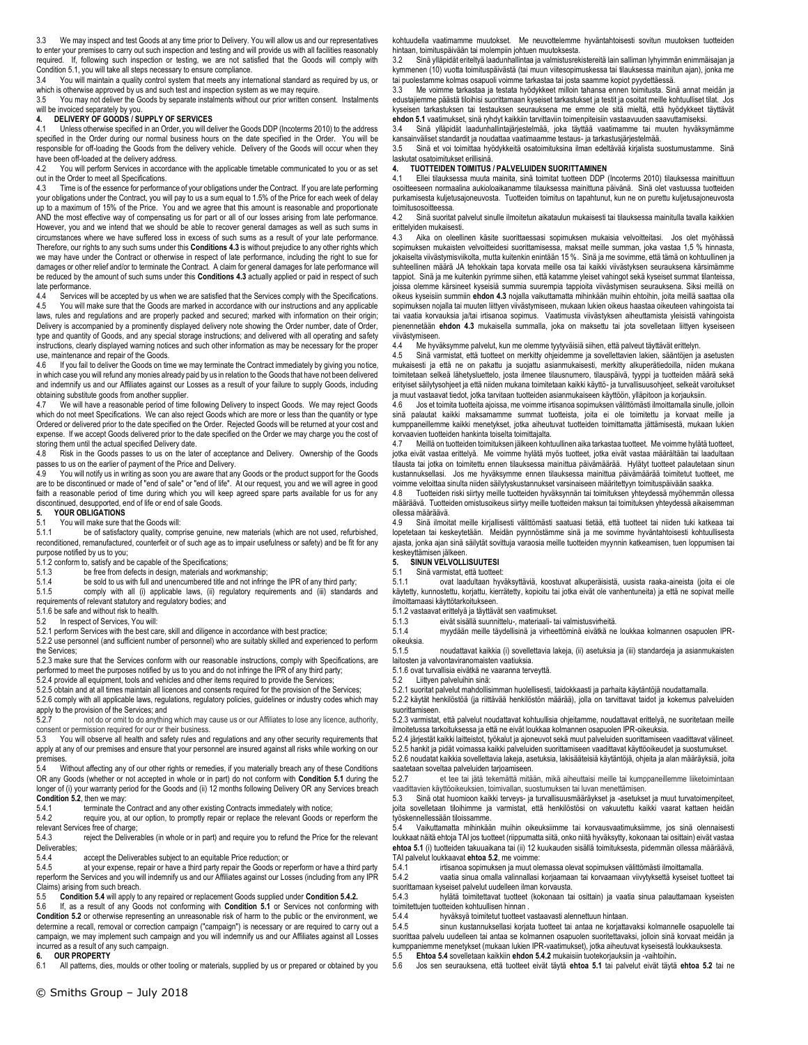3.3 We may inspect and test Goods at any time prior to Delivery. You will allow us and our representatives to enter your premises to carry out such inspection and testing and will provide us with all facilities reasonably required. If, following such inspection or testing, we are not satisfied that the Goods will comply with Condition 5.1, you will take all steps necessary to ensure compliance.

3.4 You will maintain a quality control system that meets any international standard as required by us, or which is otherwise approved by us and such test and inspection system as we may require.

3.5 You may not deliver the Goods by separate instalments without our prior written consent. Instalments will be invoiced separately by you.

## 4. DELIVERY OF GOODS / SUPPLY OF SERVICES

4.1 Unless otherwise specified in an Order, you will deliver the Goods DDP (Incoterms 2010) to the address specified in the Order during our normal business hours on the date specified in the Order. You will be responsible for off-loading the Goods from the delivery vehicle. Delivery of the Goods will occur when they have been off-loaded at the delivery address.

4.2 You will perform Services in accordance with the applicable timetable communicated to you or as set out in the Order to meet all Specifications.

4.3 Time is of the essence for performance of your obligations under the Contract. If you are late performing your obligations under the Contract, you will pay to us a sum equal to 1.5% of the Price for each week of delay up to a maximum of 15% of the Price. You and we agree that this amount is reasonable and proportionate AND the most effective way of compensating us for part or all of our losses arising from late performance. However, you and we intend that we should be able to recover general damages as well as such sums in circumstances where we have suffered loss in excess of such sums as a result of your late performance. Therefore, our rights to any such sums under this **Conditions 4.3** is without prejudice to any other rights which we may have under the Contract or otherwise in respect of late performance, including the right to sue for damages or other relief and/or to terminate the Contract. A claim for general damages for late performance will be reduced by the amount of such sums under this **Conditions 4.3** actually applied or paid in respect of such late performance.

4.4 Services will be accepted by us when we are satisfied that the Services comply with the Specifications.

4.5 You will make sure that the Goods are marked in accordance with our instructions and any applicable laws, rules and regulations and are properly packed and secured; marked with information on their origin; Delivery is accompanied by a prominently displayed delivery note showing the Order number, date of Order, type and quantity of Goods, and any special storage instructions; and delivered with all operating and safety instructions, clearly displayed warning notices and such other information as may be necessary for the proper use, maintenance and repair of the Goods.

4.6 If you fail to deliver the Goods on time we may terminate the Contract immediately by giving you notice, in which case you will refund any monies already paid by us in relation to the Goods that have not been delivered and indemnify us and our Affiliates against our Losses as a result of your failure to supply Goods, including obtaining substitute goods from another supplier.

4.7 We will have a reasonable period of time following Delivery to inspect Goods. We may reject Goods which do not meet Specifications. We can also reject Goods which are more or less than the quantity or type Ordered or delivered prior to the date specified on the Order. Rejected Goods will be returned at your cost and expense. If we accept Goods delivered prior to the date specified on the Order we may charge you the cost of storing them until the actual specified Delivery date.

4.8 Risk in the Goods passes to us on the later of acceptance and Delivery. Ownership of the Goods passes to us on the earlier of payment of the Price and Delivery.

4.9 You will notify us in writing as soon you are aware that any Goods or the product support for the Goods are to be discontinued or made of "end of sale" or "end of life". At our request, you and we will agree in good faith a reasonable period of time during which you will keep agreed spare parts available for us for any discontinued, desupported, end of life or end of sale Goods.

## 5. YOUR OBLIGATIONS

5.1 You will make sure that the Goods will:

5.1.1 be of satisfactory quality, comprise genuine, new materials (which are not used, refurbished, reconditioned, remanufactured, counterfeit or of such age as to impair usefulness or safety) and be fit for any purpose notified by us to you;

5.1.2 conform to, satisfy and be capable of the Specifications;

5.1.3 be free from defects in design, materials and workmanship;

5.1.4 be sold to us with full and unencumbered title and not infringe the IPR of any third party;

5.1.5 comply with all (i) applicable laws, (ii) regulatory requirements and (iii) standards and requirements of relevant statutory and regulatory bodies; and

5.1.6 be safe and without risk to health.

5.2 In respect of Services, You will:

5.2.1 perform Services with the best care, skill and diligence in accordance with best practice;

5.2.2 use personnel (and sufficient number of personnel) who are suitably skilled and experienced to perform the Services;

5.2.3 make sure that the Services conform with our reasonable instructions, comply with Specifications, are performed to meet the purposes notified by us to you and do not infringe the IPR of any third party;

5.2.4 provide all equipment, tools and vehicles and other items required to provide the Services;

5.2.5 obtain and at all times maintain all licences and consents required for the provision of the Services;

5.2.6 comply with all applicable laws, regulations, regulatory policies, guidelines or industry codes which may apply to the provision of the Services; and

5.2.7 not do or omit to do anything which may cause us or our Affiliates to lose any licence, authority, consent or permission required for our or their business.

5.3 You will observe all health and safety rules and regulations and any other security requirements that apply at any of our premises and ensure that your personnel are insured against all risks while working on our premises.

5.4 Without affecting any of our other rights or remedies, if you materially breach any of these Conditions OR any Goods (whether or not accepted in whole or in part) do not conform with **Condition 5.1** during the longer of (i) your warranty period for the Goods and (ii) 12 months following Delivery OR any Services breach **Condition 5.2**, then we may:

5.4.1 terminate the Contract and any other existing Contracts immediately with notice;

5.4.2 require you, at our option, to promptly repair or replace the relevant Goods or reperform the relevant Services free of charge;

5.4.3 reject the Deliverables (in whole or in part) and require you to refund the Price for the relevant Deliverables;

5.4.4 accept the Deliverables subject to an equitable Price reduction; or

5.4.5 at your expense, repair or have a third party repair the Goods or reperform or have a third party reperform the Services and you will indemnify us and our Affiliates against our Losses (including from any IPR Claims) arising from such breach.

5.5 **Condition 5.4** will apply to any repaired or replacement Goods supplied under **Condition 5.4.2.**

5.6 If, as a result of any Goods not conforming with **Condition 5.1** or Services not conforming with **Condition 5.2** or otherwise representing an unreasonable risk of harm to the public or the environment, we determine a recall, removal or correction campaign ("campaign") is necessary or are required to carry out a campaign, we may implement such campaign and you will indemnify us and our Affiliates against all Losses incurred as a result of any such campaign.

## 6. OUR PROPERTY

6.1 All patterns, dies, moulds or other tooling or materials, supplied by us or prepared or obtained by you

kohtuudella vaatimamme muutokset. Me neuvottelemme hyvässä uskossa sovitun muutoksen tuotteiden hintaan, toimituspäivään tai molempiin johtuen muutoksesta.

3.2 Sinä ylläpidät eriteltyä laadunhallintaa ja valmistusrekistereitä lain salliman lyhyimmän enimmäisajan ja kymmenen (10) vuotta toimituspäivästä (tai muun viitesopimuksessa tai tilauksessa mainitun ajan), jonka me tai puolestamme kolmas osapuoli voimme tarkastaa tai josta saamme kopiot pyydettäessä.

3.3 Me voimme tarkastaa ja testata hyödykkeet milloin tahansa ennen toimitusta. Sinä annat meidän ja edustajiemme päästä tiloihisi suorittamaan kyseiset tarkastukset ja testit ja osoitat meille kohtuulliset tilat. Jos kyseisen tarkastuksen tai testauksen seurauksena me emme ole sitä mieltä, että hyödykkeet täyttävät **ehdon 5.1** vaatimukset, sinä ryhdyt kaikkiin tarvittaviin toimenpiteisiin vastaavuuden saavuttamiseksi.

3.4 Sinä ylläpidät laadunhallintajärjestelmää, joka täyttää vaatimamme tai muuten hyväksymämme kansainväliset standardit ja noudattaa vaatimaamme testaus- ja tarkastusjärjestelmää.

3.5 Sinä et voi toimittaa hyödykkeitä osatoimituksina ilman edeltävää kirjallista suostumustamme. Sinä laskutat osatoimitukset erillisinä.

## 4. TUOTTEIDEN TOIMITUS / PALVELUIDEN SUORITTAMINEN

4.1 Ellei tilauksessa muuta mainita, sinä toimitat tuotteen DDP (Incoterms 2010) tilauksessa mainittuun osoitteeseen normaalina aukioloaikanamme tilauksessa mainittuna päivänä. Sinä olet vastuussa tuotteiden purkamisesta kuljetusajoneuvosta. Tuotteiden toimitus on tapahtunut, kun ne on purettu kuljetusajoneuvosta toimitusosoitteessa.

4.2 Sinä suoritat palvelut sinulle ilmoitetun aikataulun mukaisesti tai tilauksessa mainitulla tavalla kaikkien erittelyjen mukaisesti.

4.3 Aika on oleellinen käsite suorittaessasi sopimuksen mukaisia velvoitteitasi. Jos olet myöhässä sopimuksen mukaisten velvoitteidesi suorittamisessa, maksat meille summan, joka vastaa 1,5 % hinnasta, jokaiselta viivästymisviikolta, mutta kuitenkin enintään 15 %. Sinä ja me sovimme, että tämä on kohtuullinen ja suhteellinen määrä JA tehokkain tapa korvata meille osa tai kaikki viivästyksen seurauksena kärsimämme tappiot. Sinä ja me kuitenkin pyrimme siihen, että katamme yleiset vahingot sekä kyseiset summat tilanteissa, joissa olemme kärsineet kyseisiä summia suurempia tappioita viivästymisen seurauksena. Siksi meillä on oikeus kyseisiin summiin **ehdon 4.3** nojalla vaikuttamatta mihinkään muihin ehtoihin, joita meillä saattaa olla sopimuksen nojalla tai muuten liittyen viivästymiseen, mukaan lukien oikeus haastaa oikeuteen vahingoista tai tai vaatia korvauksia ja/tai irtisanoa sopimus. Vaatimusta viivästyksen aiheuttamista yleisistä vahingoista pienennetään **ehdon 4.3** mukaisella summalla, joka on maksettu tai jota sovelletaan liittyen kyseiseen viivästymiseen.

4.4 Me hyväksymme palvelut, kun me olemme tyytyväisiä siihen, että palvelut täyttävät erittelyn.

4.5 Sinä varmistat, että tuotteet on merkitty ohjeidemme ja sovellettavien lakien, sääntöjen ja asetusten mukaisesti ja että ne on pakattu ja suojattu asianmukaisesti, merkitty alkuperätiedoilla, niiden mukana toimitetaan selkeä lähetysluettelo, josta ilmenee tilausnumero, tilauspäivä, tyyppi ja tuotteiden määrä sekä erityiset säilytysohjeet ja että niiden mukana toimitetaan kaikki käyttö- ja turvallisuusohjeet, selkeät varoitukset ja muut vastaavat tiedot, jotka tarvitaan tuotteiden asianmukaiseen käyttöön, ylläpitoon ja korjauksiin.

4.6 Jos et toimita tuotteita ajoissa, me voimme irtisanoa sopimuksen välittömästi ilmoittamalla sinulle, jolloin sinä palautat kaikki maksamamme summat tuotteista, joita ei ole toimitettu ja korvaat meille ja kumppaneillemme kaikki menetykset, jotka aiheutuvat tuotteiden toimittamatta jättämisestä, mukaan lukien korvaavien tuotteiden hankinta toiselta toimittajalta.

4.7 Meillä on tuotteiden toimituksen jälkeen kohtuullinen aika tarkastaa tuotteet. Me voimme hylätä tuotteet, jotka eivät vastaa erittelyä. Me voimme hylätä myös tuotteet, jotka eivät vastaa määrältään tai laadultaan tilausta tai jotka on toimitettu ennen tilauksessa mainittua päivämäärää. Hylätyt tuotteet palautetaan sinun kustannuksellasi. Jos me hyväksymme ennen tilauksessa mainittua päivämäärää toimitetut tuotteet, me voimme veloittaa sinulta niiden säilytyskustannukset varsinaiseen määritettyyn toimituspäivään saakka.

4.8 Tuotteiden riski siirtyy meille tuotteiden hyväksynnän tai toimituksen yhteydessä myöhemmän ollessa määräävä. Tuotteiden omistusoikeus siirtyy meille tuotteiden maksun tai toimituksen yhteydessä aikaisemman ollessa määräävä.

4.9 Sinä ilmoitat meille kirjallisesti välittömästi saatuasi tietää, että tuotteet tai niiden tuki katkeaa tai lopetetaan tai keskeytetään. Meidän pyynnöstämme sinä ja me sovimme hyvässä uskossa kohtuullisesta ajasta, jonka ajan sinä säilytät sovittuja varaosia meille tuotteiden myynnin katkeamisen, tuen loppumisen tai keskeyttämisen jälkeen.

## 5. SINUN VELVOLLISUUTESI

5.1 Sinä varmistat, että tuotteet:

5.1.1 ovat laadultaan hyväksyttäviä, koostuvat alkuperäisistä, uusista raaka-aineista (joita ei ole käytetty, kunnostettu, korjattu, kierrätetty, kopioitu tai jotka eivät ole vanhentuneita) ja että ne sopivat meille ilmoittamaasi käyttötarkoitukseen.

5.1.2 vastaavat erittelyä ja täyttävät sen vaatimukset.

5.1.3 eivät sisällä suunnittelu-, materiaali- tai valmistusvirheitä.

5.1.4 myydään meille täydellisinä ja virheettöminä eivätkä ne loukkaa kolmannen osapuolen IPR-oikeuksia.

5.1.5 noudattavat kaikkia (i) sovellettavia lakeja, (ii) asetuksia ja (iii) standardeja ja asianmukaisten laitosten ja valvontaviranomaisten vaatiuksia.

5.1.6 ovat turvallisia eivätkä ne vaaranna terveyttä.

5.2 Liittyen palveluihin sinä:

5.2.1 suoritat palvelut mahdollisimman huolellisesti, taidokkaasti ja parhaita käytäntöjä noudattamalla.

5.2.2 käytät henkilöstöä (ja riittävää henkilöstön määrää), jolla on tarvittavat taidot ja kokemus palveluiden suorittamiseen.

5.2.3 varmistat, että palvelut noudattavat kohtuullisia ohjeitamme, noudattavat erittelyä, ne suoritetaan meille ilmoitetussa tarkoituksessa ja että ne eivät loukkaa kolmannen osapuolen IPR-oikeuksia.

5.2.4 järjestät kaikki laitteistot, työkalut ja ajoneuvot sekä muut palveluiden suorittamiseen vaadittavat välineet.

5.2.5 hankit ja pidät voimassa kaikki palveluiden suorittamiseen vaadittavat käyttöoikeudet ja suostumukset.

5.2.6 noudatat kaikkia sovellettavia lakeja, asetuksia, lakisääteisiä käytäntöjä, ohjeita ja alan määräyksiä, joita saatetaan soveltaa palveluiden tarjoamiseen.

5.2.7 et tee tai jätä tekemättä mitään, mikä aiheuttaisi meille tai kumppaneillemme liiketoimintaan vaadittavien käyttöoikeuksien, toimivallan, suostumuksen tai luvan menettämisen.

5.3 Sinä otat huomioon kaikki terveys- ja turvallisuusmääräykset ja -asetukset ja muut turvatoimenpiteet, joita sovelletaan tiloihimme ja varmistat, että henkilöstösi on vakuutettu kaikki vaarat kattaen heidän työskennellessään tiloissamme.

5.4 Vaikuttamatta mihinkään muihin oikeuksiimme tai korvausvaatimuksiimme, jos sinä olennaisesti loukkaat näitä ehtoja TAI jos tuotteet (riippumatta siitä, onko niitä hyväksytty, kokonaan tai osittain) eivät vastaa **ehtoa 5.1** (i) tuotteiden takuuaikana tai (ii) 12 kuukauden sisällä toimituksesta, pidemmän ollessa määräävä, TAI palvelut loukkaavat **ehtoa 5.2**, me voimme:

5.4.1 irtisanoa sopimuksen ja muut olemassa olevat sopimuksen välittömästi ilmoittamalla.

5.4.2 vaatia sinua omalla valinnallasi korjaamaan tai korvaamaan viivytyksettä kyseiset tuotteet tai suorittamaan kyseiset palvelut uudelleen ilman korvausta.

5.4.3 hylätä toimitettavat tuotteet (kokonaan tai osittain) ja vaatia sinua palauttamaan kyseisten toimitettujen tuotteiden kohtuullisen hinnan .

5.4.4 hyväksyä toimitetut tuotteet vastaavasti alennettuun hintaan.

5.4.5 sinun kustannuksellasi korjata tuotteet tai antaa ne korjattavaksi kolmannelle osapuolelle tai suorittaa palvelu uudelleen tai antaa se kolmannen osapuolen suoritettavaksi, jolloin sinä korvaat meidän ja kumppaniemme menetykset (mukaan lukien IPR-vaatimukset), jotka aiheutuvat kyseisestä loukkauksesta.

5.5 **Ehtoa 5.4** sovelletaan kaikkiin **ehdon 5.4.2** mukaisiin tuotekorjauksiin ja -vaihtoihin**.**

5.6 Jos sen seurauksena, että tuotteet eivät täytä **ehtoa 5.1** tai palvelut eivät täytä **ehtoa 5.2** tai ne

© Smiths Group – July 2018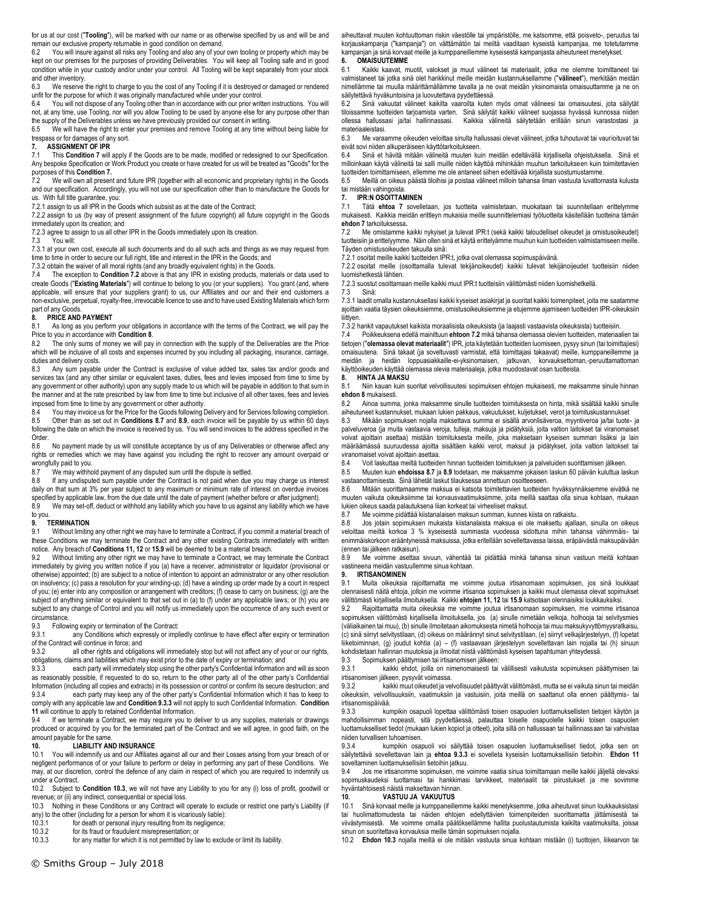for us at our cost ("**Tooling**"), will be marked with our name or as otherwise specified by us and will be and remain our exclusive property returnable in good condition on demand.

6.2 You will insure against all risks any Tooling and also any of your own tooling or property which may be kept on our premises for the purposes of providing Deliverables. You will keep all Tooling safe and in good condition while in your custody and/or under your control. All Tooling will be kept separately from your stock and other inventory.

6.3 We reserve the right to charge to you the cost of any Tooling if it is destroyed or damaged or rendered unfit for the purpose for which it was originally manufactured while under your control.

6.4 You will not dispose of any Tooling other than in accordance with our prior written instructions. You will not, at any time, use Tooling, nor will you allow Tooling to be used by anyone else for any purpose other than the supply of the Deliverables unless we have previously provided our consent in writing.

6.5 We will have the right to enter your premises and remove Tooling at any time without being liable for trespass or for damages of any sort.

## 7. ASSIGNMENT OF IPR

7.1 This **Condition 7** will apply if the Goods are to be made, modified or redesigned to our Specification. Any bespoke Specification or Work Product you create or have created for us will be treated as "Goods" for the purposes of this **Condition 7.**

7.2 We will own all present and future IPR (together with all economic and proprietary rights) in the Goods and our specification. Accordingly, you will not use our specification other than to manufacture the Goods for us. With full title guarantee, you:

7.2.1 assign to us all IPR in the Goods which subsist as at the date of the Contract;

7.2.2 assign to us (by way of present assignment of the future copyright) all future copyright in the Goods immediately upon its creation; and

7.2.3 agree to assign to us all other IPR in the Goods immediately upon its creation.

7.3 You will:

7.3.1 at your own cost, execute all such documents and do all such acts and things as we may request from time to time in order to secure our full right, title and interest in the IPR in the Goods; and

7.3.2 obtain the waiver of all moral rights (and any broadly equivalent rights) in the Goods.

7.4 The exception to **Condition 7.2** above is that any IPR in existing products, materials or data used to create Goods ("**Existing Materials**") will continue to belong to you (or your suppliers). You grant (and, where applicable, will ensure that your suppliers grant) to us, our Affiliates and our and their end customers a non-exclusive, perpetual, royalty-free, irrevocable licence to use and to have used Existing Materials which form part of any Goods.

## 8. PRICE AND PAYMENT

8.1 As long as you perform your obligations in accordance with the terms of the Contract, we will pay the Price to you in accordance with **Condition 8**.

8.2 The only sums of money we will pay in connection with the supply of the Deliverables are the Price which will be inclusive of all costs and expenses incurred by you including all packaging, insurance, carriage, duties and delivery costs.

8.3 Any sum payable under the Contract is exclusive of value added tax, sales tax and/or goods and services tax (and any other similar or equivalent taxes, duties, fees and levies imposed from time to time by any government or other authority) upon any supply made to us which will be payable in addition to that sum in the manner and at the rate prescribed by law from time to time but inclusive of all other taxes, fees and levies imposed from time to time by any government or other authority.

8.4 You may invoice us for the Price for the Goods following Delivery and for Services following completion.

8.5 Other than as set out in **Conditions 8.7** and **8.9**, each invoice will be payable by us within 60 days following the date on which the invoice is received by us. You will send invoices to the address specified in the Order.

8.6 No payment made by us will constitute acceptance by us of any Deliverables or otherwise affect any rights or remedies which we may have against you including the right to recover any amount overpaid or wrongfully paid to you.

8.7 We may withhold payment of any disputed sum until the dispute is settled.

8.8 If any undisputed sum payable under the Contract is not paid when due you may charge us interest daily on that sum at 3% per year subject to any maximum or minimum rate of interest on overdue invoices specified by applicable law, from the due date until the date of payment (whether before or after judgment).

8.9 We may set-off, deduct or withhold any liability which you have to us against any liability which we have to you.

## 9. TERMINATION

9.1 Without limiting any other right we may have to terminate a Contract, if you commit a material breach of these Conditions we may terminate the Contract and any other existing Contracts immediately with written notice. Any breach of **Conditions 11, 12** or **15.9** will be deemed to be a material breach.

9.2 Without limiting any other right we may have to terminate a Contract, we may terminate the Contract immediately by giving you written notice if you (a) have a receiver, administrator or liquidator (provisional or otherwise) appointed; (b) are subject to a notice of intention to appoint an administrator or any other resolution on insolvency; (c) pass a resolution for your winding-up; (d) have a winding up order made by a court in respect of you; (e) enter into any composition or arrangement with creditors; (f) cease to carry on business; (g) are the subject of anything similar or equivalent to that set out in (a) to (f) under any applicable laws; or (h) you are subject to any change of Control and you will notify us immediately upon the occurrence of any such event or circumstance.

9.3 Following expiry or termination of the Contract:

9.3.1 any Conditions which expressly or impliedly continue to have effect after expiry or termination of the Contract will continue in force; and

9.3.2 all other rights and obligations will immediately stop but will not affect any of your or our rights, obligations, claims and liabilities which may exist prior to the date of expiry or termination; and

9.3.3 each party will immediately stop using the other party's Confidential Information and will as soon as reasonably possible, if requested to do so, return to the other party all of the other party's Confidential Information (including all copies and extracts) in its possession or control or confirm its secure destruction; and

9.3.4 each party may keep any of the other party's Confidential Information which it has to keep to comply with any applicable law and **Condition 9.3.3** will not apply to such Confidential Information. **Condition 11** will continue to apply to retained Confidential Information.

9.4 If we terminate a Contract, we may require you to deliver to us any supplies, materials or drawings produced or acquired by you for the terminated part of the Contract and we will agree, in good faith, on the amount payable for the same.

## 10. LIABILITY AND INSURANCE

10.1 You will indemnify us and our Affiliates against all our and their Losses arising from your breach of or negligent performance of or your failure to perform or delay in performing any part of these Conditions. We may, at our discretion, control the defence of any claim in respect of which you are required to indemnify us under a Contract.

10.2 Subject to **Condition 10.3**, we will not have any Liability to you for any (i) loss of profit, goodwill or revenue; or (ii) any indirect, consequential or special loss.

10.3 Nothing in these Conditions or any Contract will operate to exclude or restrict one party's Liability (if any) to the other (including for a person for whom it is vicariously liable):

10.3.1 for death or personal injury resulting from its negligence;

10.3.2 for its fraud or fraudulent misrepresentation; or

10.3.3 for any matter for which it is not permitted by law to exclude or limit its liability.

aiheuttavat muuten kohtuuttoman riskin väestölle tai ympäristölle, me katsomme, että poisveto-, peruutus tai korjauskampanja ("kampanja") on välttämätön tai meiltä vaaditaan kyseistä kampanjaa, me toteutamme kampanjan ja sinä korvaat meille ja kumppaneillemme kyseisestä kampanjasta aiheutuneet menetykset.

## 6. OMAISUUTEMME

6.1 Kaikki kaavat, muotit, valokset ja muut välineet tai materiaalit, jotka me olemme toimittaneet tai valmistaneet tai jotka sinä olet hankkinut meille meidän kustannuksellamme ("**välineet**"), merkitään meidän nimellämme tai muulla määrittämällämme tavalla ja ne ovat meidän yksinomaista omaisuuttamme ja ne on säilytettävä hyväkuntoisina ja luovutettava pyydettäessä.

6.2 Sinä vakuutat välineet kaikilta vaaroilta kuten myös omat välineesi tai omaisuutesi, jota säilytät tiloissamme tuotteiden tarjoamista varten. Sinä säilytät kaikki välineet suojassa hyvässä kunnossa niiden ollessa hallussasi ja/tai hallinnassasi. Kaikkia välineitä säilytetään erillään sinun varastostasi ja materiaaleistasi.

6.3 Me varaamme oikeuden veloittaa sinulta hallussasi olevat välineet, jotka tuhoutuvat tai vaurioituvat tai eivät sovi niiden alkuperäiseen käyttötarkoitukseen.

6.4 Sinä et hävitä mitään välineitä muuten kuin meidän edeltävällä kirjallisella ohjeistuksella. Sinä et milloinkaan käytä välineitä tai salli muille niiden käyttöä mihinkään muuhun tarkoitukseen kuin toimitettavien tuotteiden toimittamiseen, ellemme me ole antaneet siihen edeltävää kirjallista suostumustamme.

6.5 Meillä on oikeus päästä tiloihisi ja poistaa välineet milloin tahansa ilman vastuuta luvattomasta kulusta tai mistään vahingoista.

## 7. IPR:N OSOITTAMINEN

7.1 Tätä **ehtoa 7** sovelletaan, jos tuotteita valmistetaan, muokataan tai suunnitellaan erittelymme mukaisesti. Kaikkia meidän erittleyn mukaisia meille suunnittelemiasi työtuotteita käsitellään tuotteina tämän **ehdon 7** tarkoituksessa**.**

7.2 Me omistamme kaikki nykyiset ja tulevat IPR:t (sekä kaikki taloudelliset oikeudet ja omistusoikeudet) tuotteisiin ja erittelyymme. Näin ollen sinä et käytä erittelyämme muuhun kuin tuotteiden valmistamiseen meille. Täyden omistusoikeuden takuulla sinä:

7.2.1 osoitat meille kaikki tuotteiden IPR:t, jotka ovat olemassa sopimuspäivänä.

7.2.2 osoitat meille (osoittamalla tulevat tekijänoikeudet) kaikki tulevat tekijänoijeudet tuotteisiin niiden luomishetkestä lähtien.

7.2.3 suostut osoittamaan meille kaikki muut IPR:t tuotteisiin välittömästi niiden luomishetkellä.

7.3 Sinä:

7.3.1 laadit omalla kustannuksellasi kaikki kyseiset asiakirjat ja suoritat kaikki toimenpiteet, joita me saatamme ajoittain vaatia täysien oikeuksiemme, omistusoikeuksiemme ja etujemme ajamiseen tuotteiden IPR-oikeuksiin liittyen.

7.3.2 hankit vapautukset kaikista moraalisista oikeuksista (ja laajasti vastaavista oikeuksista) tuotteisiin.

7.4 Poikkeuksena edellä mainittuun **ehtoon 7.2** mikä tahansa olemassa olevien tuotteiden, materiaalien tai tietojen ("**olemassa olevat materiaalit**") IPR, jota käytetään tuotteiden luomiseen, pysyy sinun (tai toimittajiesi) omaisuutena. Sinä takaat (ja soveltuvasti varmistat, että toimittajasi takaavat) meille, kumppaneillemme ja meidän ja heidän loppuasiakkaille-ei-yksinomaisen, jatkuvan, korvauksettoman,-peruuttamattoman käyttöoikeuden käyttää olemassa olevia materiaaleja, jotka muodostavat osan tuotteista.

## 8. HINTA JA MAKSU

8.1 Niin kauan kuin suoritat velvollisuutesi sopimuksen ehtojen mukaisesti, me maksamme sinulle hinnan **ehdon 8** mukaisesti.

8.2 Ainoa summa, jonka maksamme sinulle tuotteiden toimituksesta on hinta, mikä sisältää kaikki sinulle aiheutuneet kustannukset, mukaan lukien pakkaus, vakuutukset, kuljetukset, verot ja toimituskustannukset

8.3 Mikään sopimuksen nojalla maksettava summa ei sisällä arvonlisäveroa, myyntiveroa ja/tai tuote- ja palveluveroa (ja muita vastaavia veroja, tulleja, maksuja ja pidätyksiä, joita valtion laitokset tai viranomaiset voivat ajoittain asettaa) mistään toimituksesta meille, joka maksetaan kyseisen summan lisäksi ja lain määräämässä suuruudessa ajoitta sisältäen kaikki verot, maksut ja pidätykset, joita valtion laitokset tai viranomaiset voivat ajoittain asettaa.

8.4 Voit laskuttaa meiltä tuotteiden hinnan tuotteiden toimituksen ja palveluiden suorittamisen jälkeen.

8.5 Muuten kuin **ehdoissa 8.7** ja **8.9** todetaan, me maksamme jokaisen laskun 60 päivän kuluttua laskun vastaanottamisesta. Sinä lähetät laskut tilauksessa annettuun osoitteeseen.

8.6 Mitään suorittamaamme maksua ei katsota toimitettavien tuotteiden hyväksynnäksemme eivätkä ne muuten vaikuta oikeuksiimme tai korvausvaatimuksiimme, joita meillä saattaa olla sinua kohtaan, mukaan lukien oikeus saada palautuksena liian korkeat tai virheelliset maksut.

8.7 Me voimme pidättää kiistanalaisen maksun summan, kunnes kiista on ratkaistu.

8.8 Jos jotain sopimuksen mukaista kiistanalaista maksua ei ole maksettu ajallaan, sinulla on oikeus veloittaa meiltä korkoa 3 % kyseisestä summasta vuodessa sidottuna mihin tahansa vähimmäis- tai enimmäiskorkoon erääntyneissä maksuissa, jotka eritellään sovellettavassa laissa, eräpäivästä maksupäivään (ennen tai jälkeen ratkaisun).

8.9 Me voimme asettaa sivuun, vähentää tai pidättää minkä tahansa sinun vastuun meitä kohtaan vastineena meidän vastuullemme sinua kohtaan.

## 9. IRTISANOMINEN

9.1 Muita oikeuksia rajoittamatta me voimme joutua irtisanomaan sopimuksen, jos sinä loukkaat olennaisesti näitä ehtoja, jolloin me voimme irtisanoa sopimuksen ja kaikki muut olemassa olevat sopimukset välittömästi kirjallisella ilmoituksella. Kaikki **ehtojen 11, 12** tai **15.9** katsotaan olennaisiksi loukkauksiksi.

9.2 Rajoittamatta muita oikeuksia me voimme joutua irtisanomaan sopimuksen, me voimme irtisanoa sopimuksen välittömästi kirjallisella ilmoituksella, jos (a) sinulle nimetään velkoja, holhooja tai selvitysmies (väliaikainen tai muu), (b) sinulle ilmoitetaan aikomuksesta nimetä holhooja tai muu maksukyvyttömyysratkaisu, (c) sinä siirryt selvitystilaan, (d) oikeus on määrännyt sinut selvitystilaan, (e) siirryt velkajärjestelyyn, (f) lopetat liiketoiminnan, (g) joudut kohtia (a) – (f) vastaavaan järjestelyyn sovellettavan lain nojalla tai (h) sinuun kohdistetaan hallinnan muutoksia ja ilmoitat niistä välittömästi kyseisen tapahtuman yhteydessä.

9.3 Sopimuksen päättymisen tai irtisanomisen jälkeen:

9.3.1 kaikki ehdot, joilla on nimenomaisesti tai välillisesti vaikutusta sopimuksen päättymisen tai irtisanomisen jälkeen, pysyvät voimassa.

9.3.2 kaikki muut oikeudet ja velvollisuudet päättyvät välittömästi, mutta se ei vaikuta sinun tai meidän oikeuksiin, velvollisuuksiin, vaatimuksiin ja vastuisiin, joita meillä on saattanut olla ennen päättymis- tai irtisanomispäivää.

9.3.3 kumpikin osapuoli lopettaa välittömästi toisen osapuolen luottamuksellisten tietojen käytön ja mahdollisimman nopeasti, sitä pyydettäessä, palauttaa toiselle osapuolelle kaikki toisen osapuolen luottamukselliset tiedot (mukaan lukien kopiot ja otteet), joita sillä on hallussaan tai hallinnassaan tai vahvistaa niiden turvallisen tuhoamisen.

9.3.4 kumpikin osapuoli voi säilyttää toisen osapuolen luottamukselliset tiedot, jotka sen on säilytettävä sovellettavan lain ja **ehtoa 9.3.3** ei sovelleta kyseisiin luottamuksellisiin tietoihin. **Ehdon 11** soveltaminen luottamuksellisiin tietoihin jatkuu.

9.4 Jos me irtisanomme sopimuksen, me voimme vaatia sinua toimittamaan meille kaikki jäljellä olevaksi sopimuskaudeksi tuottamasi tai hankkimasi tarvikkeet, materiaalit tai piirustukset ja me sovimme hyväntahtoisesti näistä maksettavan hinnan.

## 10. VASTUU JA VAKUUTUS

10.1 Sinä korvaat meille ja kumppaneillemme kaikki menetyksemme, jotka aiheutuvat sinun loukkauksistasi tai huolimattomuudesta tai näiden ehtojen edellyttävien toimenpiteiden suorittamatta jättämisestä tai viivästymisestä. Me voimme omalla päätöksellämme hallita puolustautumista kaikilta vaatimuksilta, joissa sinun on suoritettava korvauksia meille tämän sopimuksen nojalla.

10.2 **Ehdon 10.3** nojalla meillä ei ole mitään vastuuta sinua kohtaan mistään (i) tuottojen, liikearvon tai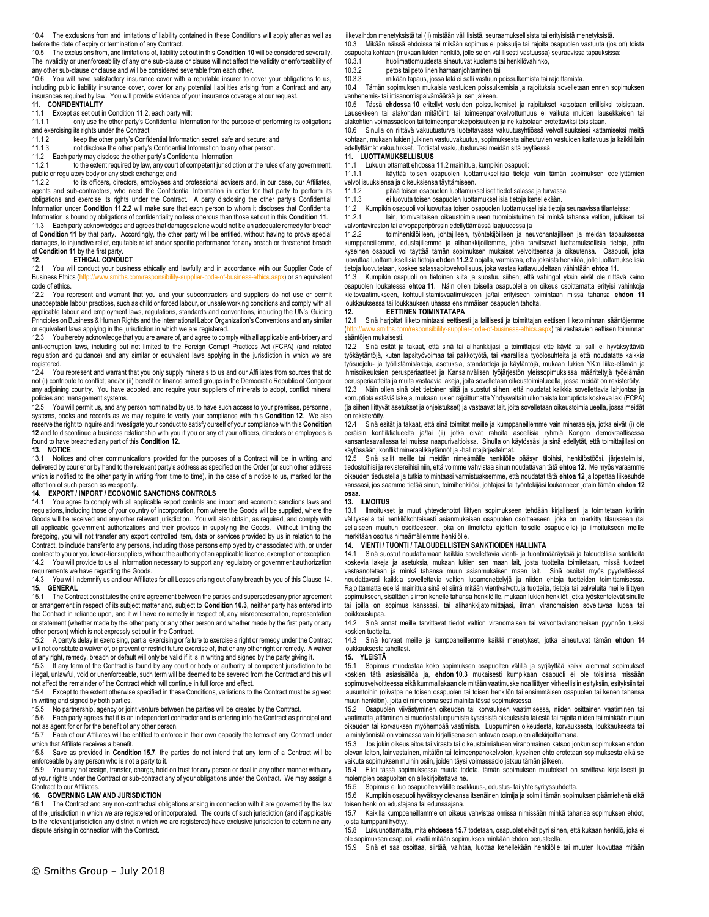10.4 The exclusions from and limitations of liability contained in these Conditions will apply after as well as before the date of expiry or termination of any Contract.

10.5 The exclusions from, and limitations of, liability set out in this **Condition 10** will be considered severally. The invalidity or unenforceability of any one sub-clause or clause will not affect the validity or enforceability of any other sub-clause or clause and will be considered severable from each other.

10.6 You will have satisfactory insurance cover with a reputable insurer to cover your obligations to us, including public liability insurance cover, cover for any potential liabilities arising from a Contract and any insurances required by law. You will provide evidence of your insurance coverage at our request.

**11. CONFIDENTIALITY**

11.1 Except as set out in Condition 11.2, each party will:

11.1.1 only use the other party's Confidential Information for the purpose of performing its obligations and exercising its rights under the Contract;

11.1.2 keep the other party's Confidential Information secret, safe and secure; and

11.1.3 not disclose the other party's Confidential Information to any other person.

11.2 Each party may disclose the other party's Confidential Information:

11.2.1 to the extent required by law, any court of competent jurisdiction or the rules of any government, public or regulatory body or any stock exchange; and

11.2.2 to its officers, directors, employees and professional advisers and, in our case, our Affiliates, agents and sub-contractors, who need the Confidential Information in order for that party to perform its obligations and exercise its rights under the Contract. A party disclosing the other party's Confidential Information under **Condition 11.2.2** will make sure that each person to whom it discloses that Confidential Information is bound by obligations of confidentiality no less onerous than those set out in this **Condition 11**.

11.3 Each party acknowledges and agrees that damages alone would not be an adequate remedy for breach of **Condition 11** by that party. Accordingly, the other party will be entitled, without having to prove special damages, to injunctive relief, equitable relief and/or specific performance for any breach or threatened breach of **Condition 11** by the first party.

**12. ETHICAL CONDUCT**

12.1 You will conduct your business ethically and lawfully and in accordance with our Supplier Code of Business Ethics (http://www.smiths.com/responsibility-supplier-code-of-business-ethics.aspx) or an equivalent code of ethics.

12.2 You represent and warrant that you and your subcontractors and suppliers do not use or permit unacceptable labour practices, such as child or forced labour, or unsafe working conditions and comply with all applicable labour and employment laws, regulations, standards and conventions, including the UN's Guiding Principles on Business & Human Rights and the International Labor Organization's Conventions and any similar or equivalent laws applying in the jurisdiction in which we are registered.

12.3 You hereby acknowledge that you are aware of, and agree to comply with all applicable anti-bribery and anti-corruption laws, including but not limited to the Foreign Corrupt Practices Act (FCPA) (and related regulation and guidance) and any similar or equivalent laws applying in the jurisdiction in which we are registered.

12.4 You represent and warrant that you only supply minerals to us and our Affiliates from sources that do not (i) contribute to conflict; and/or (ii) benefit or finance armed groups in the Democratic Republic of Congo or any adjoining country. You have adopted, and require your suppliers of minerals to adopt, conflict mineral policies and management systems.

12.5 You will permit us, and any person nominated by us, to have such access to your premises, personnel, systems, books and records as we may require to verify your compliance with this **Condition 12**. We also reserve the right to inquire and investigate your conduct to satisfy ourself of your compliance with this **Condition 12** and to discontinue a business relationship with you if you or any of your officers, directors or employees is found to have breached any part of this **Condition 12.**

**13. NOTICE**

13.1 Notices and other communications provided for the purposes of a Contract will be in writing, and delivered by courier or by hand to the relevant party's address as specified on the Order (or such other address which is notified to the other party in writing from time to time), in the case of a notice to us, marked for the attention of such person as we specify.

**14. EXPORT / IMPORT / ECONOMIC SANCTIONS CONTROLS**

14.1 You agree to comply with all applicable export controls and import and economic sanctions laws and regulations, including those of your country of incorporation, from where the Goods will be supplied, where the Goods will be received and any other relevant jurisdiction. You will also obtain, as required, and comply with all applicable government authorizations and their provisos in supplying the Goods. Without limiting the foregoing, you will not transfer any export controlled item, data or services provided by us in relation to the Contract, to include transfer to any persons, including those persons employed by or associated with, or under contract to you or you lower-tier suppliers, without the authority of an applicable licence, exemption or exception.

14.2 You will provide to us all information necessary to support any regulatory or government authorization requirements we have regarding the Goods.

14.3 You will indemnify us and our Affiliates for all Losses arising out of any breach by you of this Clause 14.

**15. GENERAL**

15.1 The Contract constitutes the entire agreement between the parties and supersedes any prior agreement or arrangement in respect of its subject matter and, subject to **Condition 10.3**, neither party has entered into the Contract in reliance upon, and it will have no remedy in respect of, any misrepresentation, representation or statement (whether made by the other party or any other person and whether made by the first party or any other person) which is not expressly set out in the Contract.

15.2 A party's delay in exercising, partial exercising or failure to exercise a right or remedy under the Contract will not constitute a waiver of, or prevent or restrict future exercise of, that or any other right or remedy. A waiver of any right, remedy, breach or default will only be valid if it is in writing and signed by the party giving it.

15.3 If any term of the Contract is found by any court or body or authority of competent jurisdiction to be illegal, unlawful, void or unenforceable, such term will be deemed to be severed from the Contract and this will not affect the remainder of the Contract which will continue in full force and effect.

15.4 Except to the extent otherwise specified in these Conditions, variations to the Contract must be agreed in writing and signed by both parties.

15.5 No partnership, agency or joint venture between the parties will be created by the Contract.

15.6 Each party agrees that it is an independent contractor and is entering into the Contract as principal and not as agent for or for the benefit of any other person.

15.7 Each of our Affiliates will be entitled to enforce in their own capacity the terms of any Contract under which that Affiliate receives a benefit.

15.8 Save as provided in **Condition 15.7**, the parties do not intend that any term of a Contract will be enforceable by any person who is not a party to it.

15.9 You may not assign, transfer, charge, hold on trust for any person or deal in any other manner with any of your rights under the Contract or sub-contract any of your obligations under the Contract. We may assign a Contract to our Affiliates.

**16. GOVERNING LAW AND JURISDICTION**

16.1 The Contract and any non-contractual obligations arising in connection with it are governed by the law of the jurisdiction in which we are registered or incorporated. The courts of such jurisdiction (and if applicable to the relevant jurisdiction any district in which we are registered) have exclusive jurisdiction to determine any dispute arising in connection with the Contract.

liikevaihdon menetyksistä tai (ii) mistään välillisistä, seuraamuksellisista tai erityisistä menetyksistä.

10.3 Mikään näissä ehdoissa tai mikään sopimus ei poissulje tai rajoita osapuolen vastuuta (jos on) toista osapuolta kohtaan (mukaan lukien henkilö, jolle se on välillisesti vastuussa) seuraavissa tapauksissa:

10.3.1 huolimattomuudesta aiheutuvat kuolema tai henkilövahinko,

10.3.2 petos tai petollinen harhaanjohtaminen tai

10.3.3 mikään tapaus, jossa laki ei salli vastuun poissulkemista tai rajoittamista.

10.4 Tämän sopimuksen mukaisia vastuiden poissulkemisia ja rajoituksia sovelletaan ennen sopimuksen vanhenemis- tai irtisanomispäivämäärää ja sen jälkeen.

10.5 Tässä **ehdossa 10** eritellyt vastuiden poissulkemiset ja rajoitukset katsotaan erillisiksi toisistaan. Lausekkeen tai alakohdan mitätöinti tai toimeenpanokelvottomuus ei vaikuta muiden lausekkeiden tai alakohtien voimassaoloon tai toimeenpanokelpoisuuteen ja ne katsotaan erotettaviksi toisistaan.

10.6 Sinulla on riittävä vakuutusturva luotettavassa vakuutusyhtiössä velvollisuuksiesi kattamiseksi meitä kohtaan, mukaan lukien julkinen vastuuvakuutus, sopimuksesta aiheutuvien vastuiden kattavuus ja kaikki lain edellyttämät vakuutukset. Todistat vaakuutusturvasi meidän sitä pyytäessä.

**11. LUOTTAMUKSELLISUUS**

11.1 Lukuun ottamatt ehdossa 11.2 mainittua, kumpikin osapuoli:

11.1.1 käyttää toisen osapuolen luottamuksellisia tietoja vain tämän sopimuksen edellyttämien velvollisuuksiensa ja oikeuksiensa täyttämiseen.

11.1.2 pitää toisen osapuolen luottamukselliset tiedot salassa ja turvassa.

11.1.3 ei luovuta toisen osapuolen luottamuksellisia tietoja kenellekään.

11.2 Kumpikin osapuoli voi luovuttaa toisen osapuolen luottamuksellisia tietoja seuraavissa tilanteissa:

11.2.1 lain, toimivaltaisen oikeustoimialueen tuomioistuimen tai minkä tahansa valtion, julkisen tai valvontaviraston tai arvopaperipörssin edellyttämässä laajuudessa ja

11.2.2 toimihenkilöilleen, johtajilleen, työntekijöilleen ja neuvonantajilleen ja meidän tapauksessa kumppaneillemme, edustajillemme ja alihankkijoillemme, jotka tarvitsevat luottamuksellisia tietoja, jotta kyseinen osapuoli voi täyttää tämän sopimuksen mukaiset velvoitteensa ja oikeutensa. Osapuoli, joka luovuttaa luottamuksellisia tietoja **ehdon 11.2.2** nojalla, varmistaa, että jokaista henkilöä, jolle luottamuksellisia tietoja luovutetaan, koskee salassapitovelvollisuus, joka vastaa kattavuudeltaan vähintään **ehtoa 11**.

11.3 Kumpikin osapuoli on tietoinen siitä ja suostuu siihen, että vahingot yksin eivät ole riittävä keino osapuolen loukatessa **ehtoa 11**. Näin ollen toisella osapuolella on oikeus osoittamatta erityisi vahinkoja kieltovaatimukseen, kohtuullistamisvaatimukseen ja/tai erityiseen toimintaan missä tahansa **ehdon 11** loukkauksessa tai loukkauksen uhassa ensimmäisen osapuolen taholta.

**12. EETTINEN TOIMINTATAPA**

12.1 Sinä harjoitat liiketoimintaasi eettisesti ja laillisesti ja toimittajan eettisen liiketoiminnan sääntöjemme (http://www.smiths.com/responsibility-supplier-code-of-business-ethics.aspx) tai vastaavien eettisen toiminnan sääntöjen mukaisesti.

12.2 Sinä esität ja takaat, että sinä tai alihankkijasi ja toimittajasi ette käytä tai salli ei hyväksyttäviä työkäytäntöjä, kuten lapsityövoimaa tai pakkotyötä, tai vaarallisia työolosuhteita ja että noudatatte kaikkia työsuojelu- ja työllistämislakeja, asetuksia, standardeja ja käytäntöjä, mukaan lukien YK:n liike-elämän ja ihmisoikeuksien perusperiaatteet ja Kansainvälisen työjärjestön yleissopimuksissa määriteltyjä työelämän perusperiaatteita ja muita vastaavia lakeja, joita sovelletaan oikeustoimialueella, jossa meidät on rekisteröity.

12.3 Näin ollen sinä olet tietoinen siitä ja suostut siihen, että noudatat kaikkia sovellettavia lahjontaa ja korruptiota estäviä lakeja, mukaan lukien rajoittumatta Yhdysvaltain ulkomaista korruptiota koskeva laki (FCPA) (ja siihen liittyvät asetukset ja ohjeistukset) ja vastaavat lait, joita sovelletaan oikeustoimialueella, jossa meidät on rekisteröity.

12.4 Sinä esität ja takaat, että sinä toimitat meille ja kumppaneillemme vain mineraaleja, jotka eivät (i) ole peräisin konfliktialueelta ja/tai (ii) jotka eivät rahoita aseellisia ryhmiä Kongon demokraattisessa kansantasavallassa tai muissa naapurivaltioissa. Sinulla on käytössäsi ja sinä edellytät, että toimittajillasi on käytössään, konfliktimineraalikäytännöt ja -hallintajärjestelmät.

12.5 Sinä sallit meille tai meidän nimeämälle henkilölle pääsyn tiloihisi, henkilöstöösi, järjestelmiisi, tiedostoihisi ja rekistereihisi niin, että voimme vahvistaa sinun noudattavan tätä **ehtoa 12**. Me myös varaamme oikeuden tiedustella ja tutkia toimintaasi varmistuaksemme, että noudatat tätä **ehtoa 12** ja lopettaa liikesuhde kanssasi, jos saamme tietää sinun, toimihenkilösi, johtajasi tai työntekijäsi loukanneen jotain tämän **ehdon 12 osaa.**

**13. ILMOITUS**

13.1 Ilmoitukset ja muut yhteydenotot liittyen sopimukseen tehdään kirjallisesti ja toimitetaan kuriirin välityksellä tai henkilökohtaisesti asianmukaisen osapuolen osoitteeseen, joka on merkitty tilaukseen (tai sellaiseen muuhun osoitteeseen, joka on ilmoitettu ajoittain toiselle osapuolelle) ja ilmoitukseen meille merkitään osoitus nimeämällemme henkilölle.

**14. VIENTI / TUONTI / TALOUDELLISTEN SANKTIOIDEN HALLINTA**

14.1 Sinä suostut noudattamaan kaikkia sovellettavia vienti- ja tuontimääräyksiä ja taloudellisia sanktioita koskevia lakeja ja asetuksia, mukaan lukien sen maan lait, josta tuotteita toimitetaan, missä tuotteet vastaanotetaan ja minkä tahansa muun asianmukaisen maan lait. Sinä osoitat myös pyydettäessä noudattavasi kaikkia sovellettavia valtion lupamenettelyjä ja niiden ehtoja tuotteiden toimittamisessa. Rajoittamatta edellä mainittua sinä et siirrä mitään vientivalvottuja tuotteita, tietoja tai palveluita meille liittyen sopimukseen, sisältäen siirron kenelle tahansa henkilöille, mukaan lukien henkilöt, jotka työskentelevät sinulle tai joilla on sopimus kanssasi, tai alihankkijatoimittajasi, ilman viranomaisten soveltuvaa lupaa tai poikkeuslupaa.

14.2 Sinä annat meille tarvittavat tiedot valtion viranomaisen tai valvontaviranomaisen pyynnön tueksi koskien tuotteita.

14.3 Sinä korvaat meille ja kumppaneillemme kaikki menetykset, jotka aiheutuvat tämän **ehdon 14** loukkauksesta taholtasi.

**15. YLEISTÄ**

15.1 Sopimus muodostaa koko sopimuksen osapuolten välillä ja syrjäyttää kaikki aiemmat sopimukset koskien tätä asiasisältöä ja, **ehdon 10.3** mukaisesti kumpikaan osapuoli ei ole toisiinsa missään sopimusvelvoitteessa eikä kummallakaan ole mitään vaatimuskeinoa liittyen virheellisiin esityksiin, esityksiin tai lausuntoihin (olivatpa ne toisen osapuolen tai toisen henkilön tai ensimmäisen osapuolen tai kenen tahansa muun henkilön), joita ei nimenomaisesti mainita tässä sopimuksessa.

15.2 Osapuolen viivästyminen oikeuden tai korvauksen vaatimisessa, niiden osittainen vaatiminen tai vaatimatta jättäminen ei muodosta luopumista kyseisistä oikeuksista tai estä tai rajoita niiden tai minkään muun oikeuden tai korvauksen myöhempää vaatimista. Luopuminen oikeudesta, korvauksesta, loukkauksesta tai laiminlyönnistä on voimassa vain kirjallisena sen antavan osapuolen allekirjoittamana.

15.3 Jos jokin oikeuslaitos tai virasto tai oikeustoimialueen viranomainen katsoo jonkun sopimuksen ehdon olevan laiton, lainvastainen, mitätön tai toimeenpanokelvoton, kyseinen ehto erotetaan sopimuksesta eikä se vaikuta sopimuksen muihin osiin, joiden täysi voimassaolo jatkuu tämän jälkeen.

15.4 Ellei tässä sopimuksessa muuta todeta, tämän sopimuksen muutokset on sovittava kirjallisesti ja molempien osapuolten on allekirjoitettava ne.

15.5 Sopimus ei luo osapuolten välille osakkuus-, edustus- tai yhteisyritysuhdetta.

15.6 Kumpikin osapuoli hyväksyy olevansa itsenäinen toimija ja solmii tämän sopimuksen päämiehenä eikä toisen henkilön edustajana tai edunsaajana.

15.7 Kaikilla kumppaneillamme on oikeus vahvistaa omissa nimissään minkä tahansa sopimuksen ehdot, joista kumppani hyötyy.

15.8 Lukuunottamatta, mitä **ehdossa 15.7** todetaan, osapuolet eivät pyri siihen, että kukaan henkilö, joka ei ole sopimuksen osapuoli, vaatii mitään sopimuksen minkään ehdon perusteella.

15.9 Sinä et saa osoittaa, siirtää, vaihtaa, luottaa kenellekään henkilölle tai muuten luovuttaa mitään

© Smiths Group – July 2018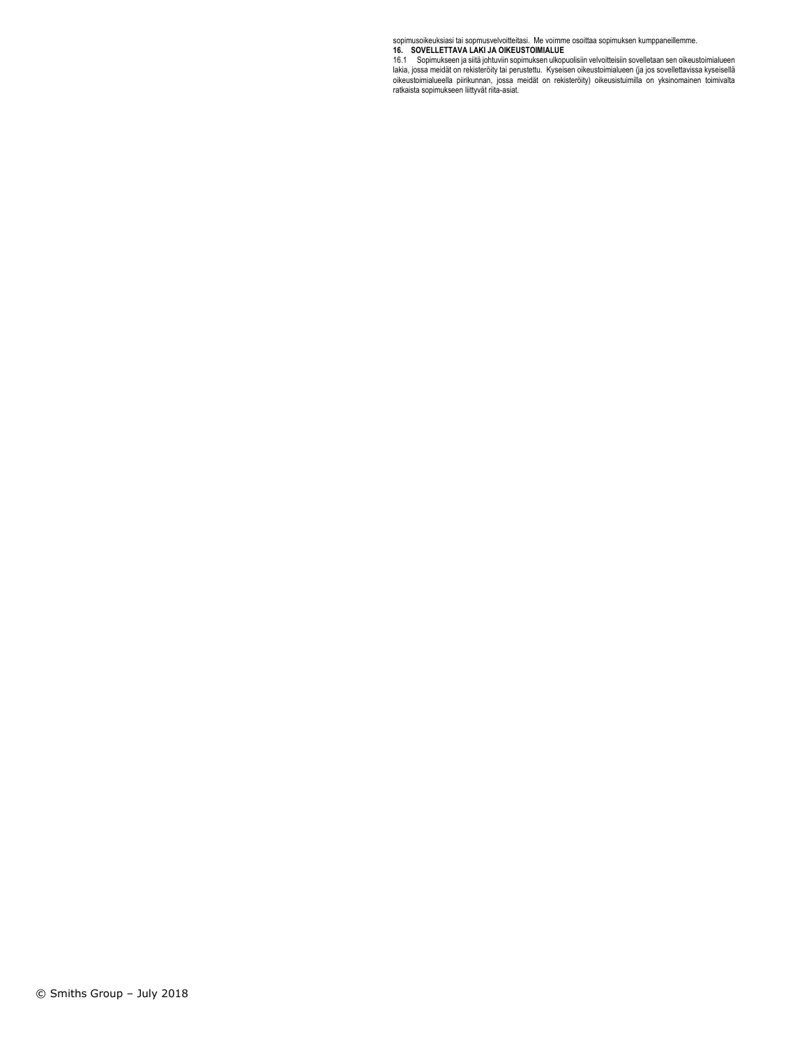sopimusoikeuksiasi tai sopmusvelvoitteitasi. Me voimme osoittaa sopimuksen kumppaneillemme.

**16. SOVELLETTAVA LAKI JA OIKEUSTOIMIALUE**

16.1 Sopimukseen ja siitä johtuviin sopimuksen ulkopuolisiin velvoitteisiin sovelletaan sen oikeustoimialueen lakia, jossa meidät on rekisteröity tai perustettu. Kyseisen oikeustoimialueen (ja jos sovellettavissa kyseisellä oikeustoimialueella piirikunnan, jossa meidät on rekisteröity) oikeusistuimilla on yksinomainen toimivalta ratkaista sopimukseen liittyvät riita-asiat.

© Smiths Group – July 2018